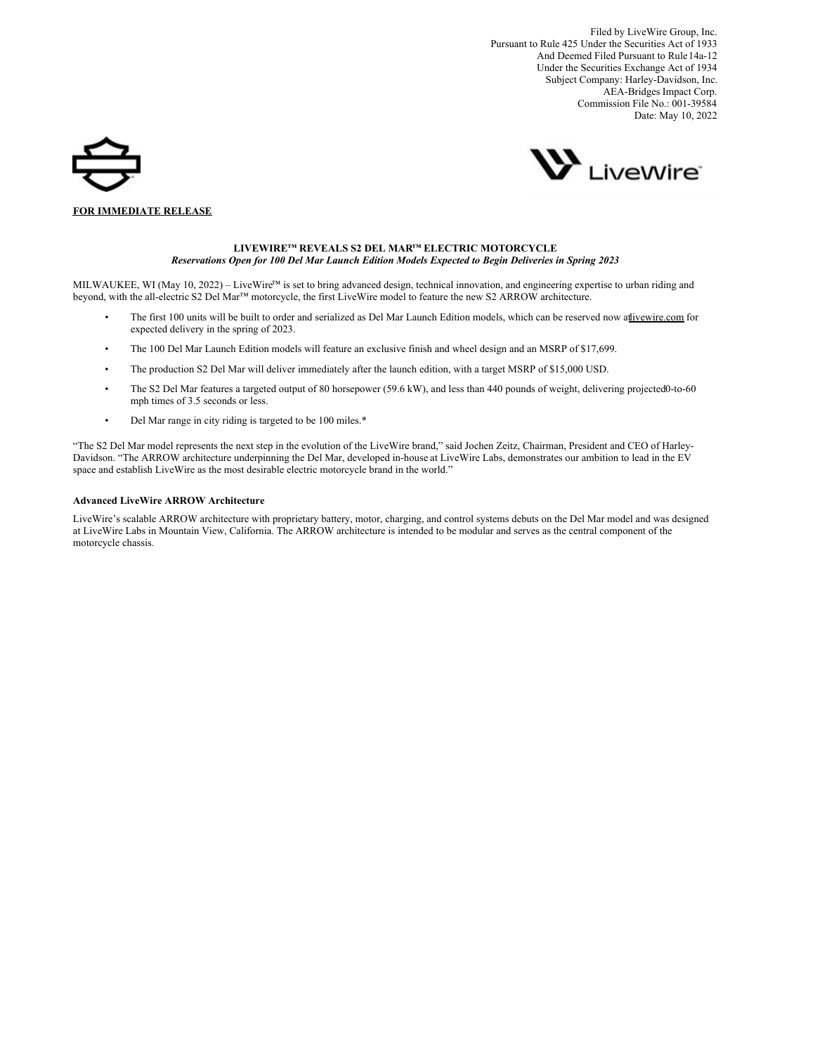Filed by LiveWire Group, Inc.
Pursuant to Rule 425 Under the Securities Act of 1933
And Deemed Filed Pursuant to Rule 14a-12
Under the Securities Exchange Act of 1934
Subject Company: Harley-Davidson, Inc.
AEA-Bridges Impact Corp.
Commission File No.: 001-39584
Date: May 10, 2022

**FOR IMMEDIATE RELEASE**

**LIVEWIRE™ REVEALS S2 DEL MAR™ ELECTRIC MOTORCYCLE**

***Reservations Open for 100 Del Mar Launch Edition Models Expected to Begin Deliveries in Spring 2023***

MILWAUKEE, WI (May 10, 2022) – LiveWire™ is set to bring advanced design, technical innovation, and engineering expertise to urban riding and beyond, with the all-electric S2 Del Mar™ motorcycle, the first LiveWire model to feature the new S2 ARROW architecture.

- The first 100 units will be built to order and serialized as Del Mar Launch Edition models, which can be reserved now at livewire.com for expected delivery in the spring of 2023.
- The 100 Del Mar Launch Edition models will feature an exclusive finish and wheel design and an MSRP of $17,699.
- The production S2 Del Mar will deliver immediately after the launch edition, with a target MSRP of $15,000 USD.
- The S2 Del Mar features a targeted output of 80 horsepower (59.6 kW), and less than 440 pounds of weight, delivering projected 0-to-60 mph times of 3.5 seconds or less.
- Del Mar range in city riding is targeted to be 100 miles.*

"The S2 Del Mar model represents the next step in the evolution of the LiveWire brand," said Jochen Zeitz, Chairman, President and CEO of Harley-Davidson. "The ARROW architecture underpinning the Del Mar, developed in-house at LiveWire Labs, demonstrates our ambition to lead in the EV space and establish LiveWire as the most desirable electric motorcycle brand in the world."

**Advanced LiveWire ARROW Architecture**

LiveWire's scalable ARROW architecture with proprietary battery, motor, charging, and control systems debuts on the Del Mar model and was designed at LiveWire Labs in Mountain View, California. The ARROW architecture is intended to be modular and serves as the central component of the motorcycle chassis.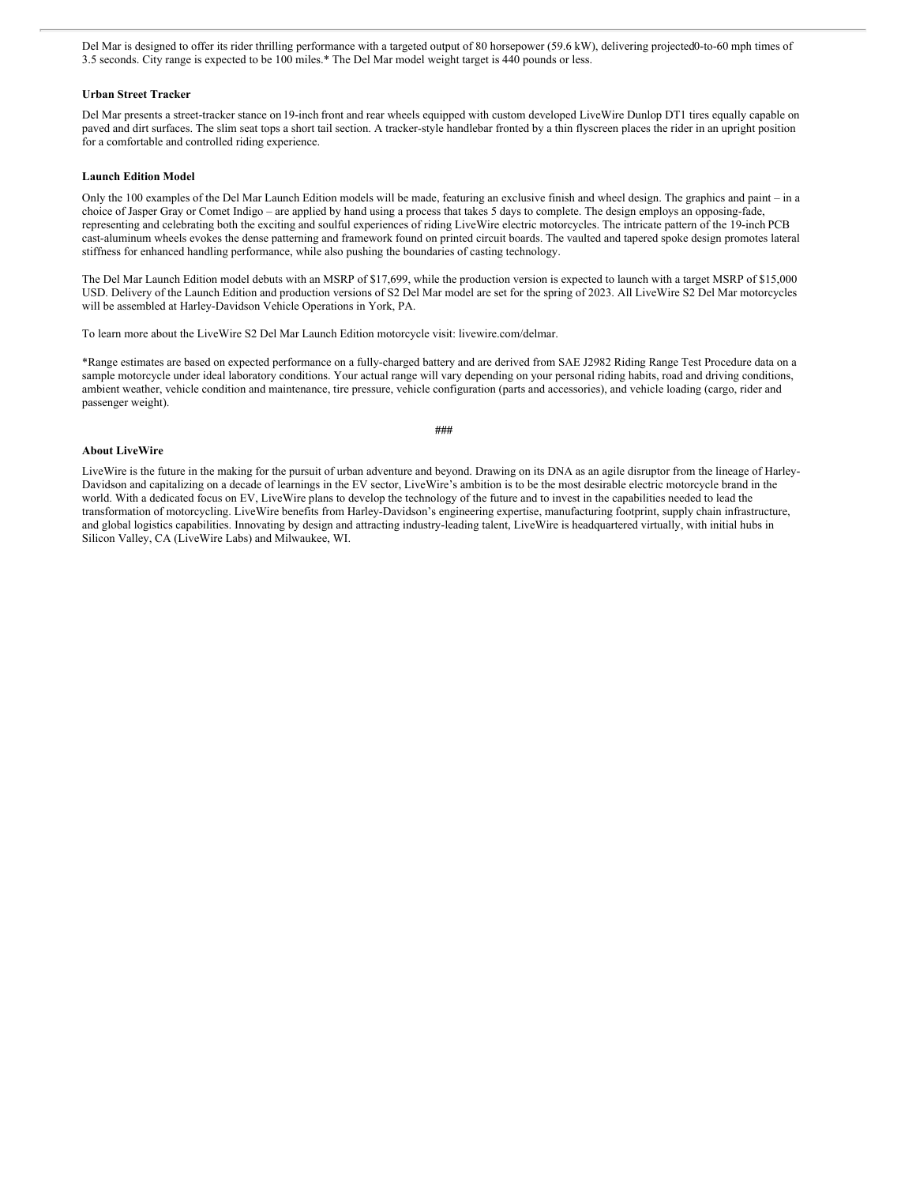Del Mar is designed to offer its rider thrilling performance with a targeted output of 80 horsepower (59.6 kW), delivering projected 0-to-60 mph times of 3.5 seconds. City range is expected to be 100 miles.* The Del Mar model weight target is 440 pounds or less.

**Urban Street Tracker**

Del Mar presents a street-tracker stance on 19-inch front and rear wheels equipped with custom developed LiveWire Dunlop DT1 tires equally capable on paved and dirt surfaces. The slim seat tops a short tail section. A tracker-style handlebar fronted by a thin flyscreen places the rider in an upright position for a comfortable and controlled riding experience.

**Launch Edition Model**

Only the 100 examples of the Del Mar Launch Edition models will be made, featuring an exclusive finish and wheel design. The graphics and paint – in a choice of Jasper Gray or Comet Indigo – are applied by hand using a process that takes 5 days to complete. The design employs an opposing-fade, representing and celebrating both the exciting and soulful experiences of riding LiveWire electric motorcycles. The intricate pattern of the 19-inch PCB cast-aluminum wheels evokes the dense patterning and framework found on printed circuit boards. The vaulted and tapered spoke design promotes lateral stiffness for enhanced handling performance, while also pushing the boundaries of casting technology.

The Del Mar Launch Edition model debuts with an MSRP of $17,699, while the production version is expected to launch with a target MSRP of $15,000 USD. Delivery of the Launch Edition and production versions of S2 Del Mar model are set for the spring of 2023. All LiveWire S2 Del Mar motorcycles will be assembled at Harley-Davidson Vehicle Operations in York, PA.

To learn more about the LiveWire S2 Del Mar Launch Edition motorcycle visit: livewire.com/delmar.

*Range estimates are based on expected performance on a fully-charged battery and are derived from SAE J2982 Riding Range Test Procedure data on a sample motorcycle under ideal laboratory conditions. Your actual range will vary depending on your personal riding habits, road and driving conditions, ambient weather, vehicle condition and maintenance, tire pressure, vehicle configuration (parts and accessories), and vehicle loading (cargo, rider and passenger weight).

###

**About LiveWire**

LiveWire is the future in the making for the pursuit of urban adventure and beyond. Drawing on its DNA as an agile disruptor from the lineage of Harley-Davidson and capitalizing on a decade of learnings in the EV sector, LiveWire's ambition is to be the most desirable electric motorcycle brand in the world. With a dedicated focus on EV, LiveWire plans to develop the technology of the future and to invest in the capabilities needed to lead the transformation of motorcycling. LiveWire benefits from Harley-Davidson's engineering expertise, manufacturing footprint, supply chain infrastructure, and global logistics capabilities. Innovating by design and attracting industry-leading talent, LiveWire is headquartered virtually, with initial hubs in Silicon Valley, CA (LiveWire Labs) and Milwaukee, WI.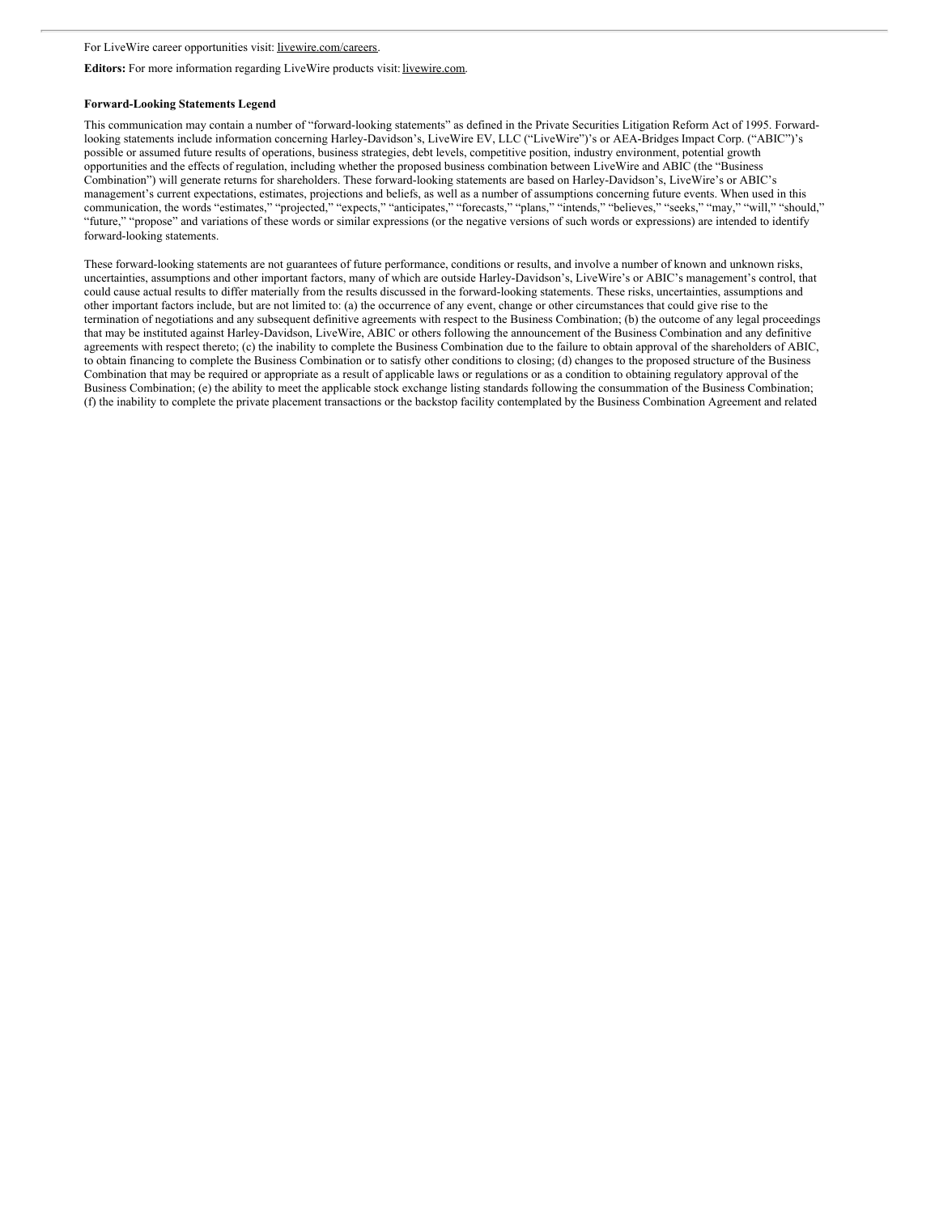For LiveWire career opportunities visit: livewire.com/careers.

**Editors:** For more information regarding LiveWire products visit: livewire.com.

**Forward-Looking Statements Legend**

This communication may contain a number of "forward-looking statements" as defined in the Private Securities Litigation Reform Act of 1995. Forward-looking statements include information concerning Harley-Davidson's, LiveWire EV, LLC ("LiveWire")'s or AEA-Bridges Impact Corp. ("ABIC")'s possible or assumed future results of operations, business strategies, debt levels, competitive position, industry environment, potential growth opportunities and the effects of regulation, including whether the proposed business combination between LiveWire and ABIC (the "Business Combination") will generate returns for shareholders. These forward-looking statements are based on Harley-Davidson's, LiveWire's or ABIC's management's current expectations, estimates, projections and beliefs, as well as a number of assumptions concerning future events. When used in this communication, the words "estimates," "projected," "expects," "anticipates," "forecasts," "plans," "intends," "believes," "seeks," "may," "will," "should," "future," "propose" and variations of these words or similar expressions (or the negative versions of such words or expressions) are intended to identify forward-looking statements.

These forward-looking statements are not guarantees of future performance, conditions or results, and involve a number of known and unknown risks, uncertainties, assumptions and other important factors, many of which are outside Harley-Davidson's, LiveWire's or ABIC's management's control, that could cause actual results to differ materially from the results discussed in the forward-looking statements. These risks, uncertainties, assumptions and other important factors include, but are not limited to: (a) the occurrence of any event, change or other circumstances that could give rise to the termination of negotiations and any subsequent definitive agreements with respect to the Business Combination; (b) the outcome of any legal proceedings that may be instituted against Harley-Davidson, LiveWire, ABIC or others following the announcement of the Business Combination and any definitive agreements with respect thereto; (c) the inability to complete the Business Combination due to the failure to obtain approval of the shareholders of ABIC, to obtain financing to complete the Business Combination or to satisfy other conditions to closing; (d) changes to the proposed structure of the Business Combination that may be required or appropriate as a result of applicable laws or regulations or as a condition to obtaining regulatory approval of the Business Combination; (e) the ability to meet the applicable stock exchange listing standards following the consummation of the Business Combination; (f) the inability to complete the private placement transactions or the backstop facility contemplated by the Business Combination Agreement and related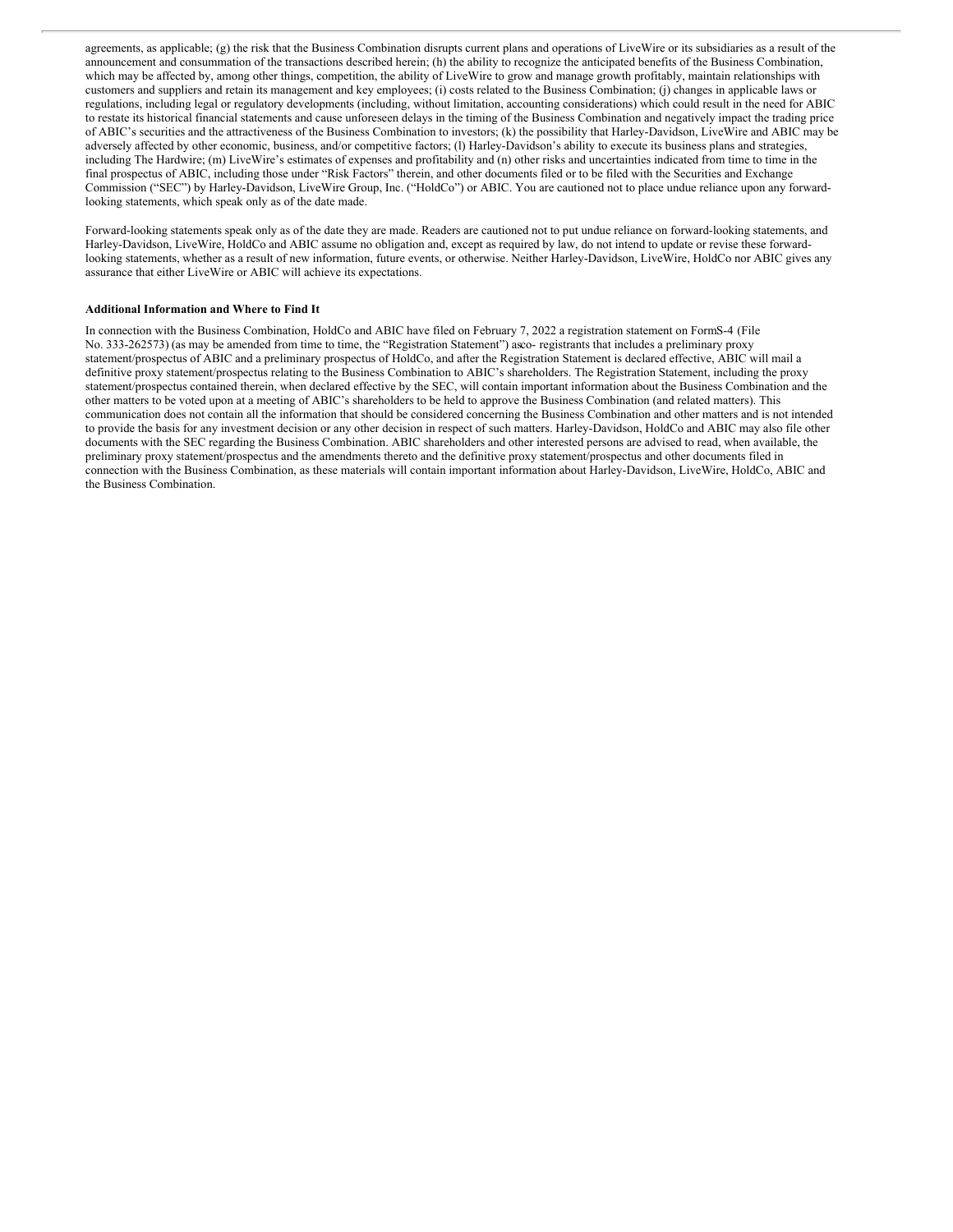agreements, as applicable; (g) the risk that the Business Combination disrupts current plans and operations of LiveWire or its subsidiaries as a result of the announcement and consummation of the transactions described herein; (h) the ability to recognize the anticipated benefits of the Business Combination, which may be affected by, among other things, competition, the ability of LiveWire to grow and manage growth profitably, maintain relationships with customers and suppliers and retain its management and key employees; (i) costs related to the Business Combination; (j) changes in applicable laws or regulations, including legal or regulatory developments (including, without limitation, accounting considerations) which could result in the need for ABIC to restate its historical financial statements and cause unforeseen delays in the timing of the Business Combination and negatively impact the trading price of ABIC's securities and the attractiveness of the Business Combination to investors; (k) the possibility that Harley-Davidson, LiveWire and ABIC may be adversely affected by other economic, business, and/or competitive factors; (l) Harley-Davidson's ability to execute its business plans and strategies, including The Hardwire; (m) LiveWire's estimates of expenses and profitability and (n) other risks and uncertainties indicated from time to time in the final prospectus of ABIC, including those under "Risk Factors" therein, and other documents filed or to be filed with the Securities and Exchange Commission ("SEC") by Harley-Davidson, LiveWire Group, Inc. ("HoldCo") or ABIC. You are cautioned not to place undue reliance upon any forward-looking statements, which speak only as of the date made.

Forward-looking statements speak only as of the date they are made. Readers are cautioned not to put undue reliance on forward-looking statements, and Harley-Davidson, LiveWire, HoldCo and ABIC assume no obligation and, except as required by law, do not intend to update or revise these forward-looking statements, whether as a result of new information, future events, or otherwise. Neither Harley-Davidson, LiveWire, HoldCo nor ABIC gives any assurance that either LiveWire or ABIC will achieve its expectations.

**Additional Information and Where to Find It**

In connection with the Business Combination, HoldCo and ABIC have filed on February 7, 2022 a registration statement on FormS-4 (File No. 333-262573) (as may be amended from time to time, the "Registration Statement") asco- registrants that includes a preliminary proxy statement/prospectus of ABIC and a preliminary prospectus of HoldCo, and after the Registration Statement is declared effective, ABIC will mail a definitive proxy statement/prospectus relating to the Business Combination to ABIC's shareholders. The Registration Statement, including the proxy statement/prospectus contained therein, when declared effective by the SEC, will contain important information about the Business Combination and the other matters to be voted upon at a meeting of ABIC's shareholders to be held to approve the Business Combination (and related matters). This communication does not contain all the information that should be considered concerning the Business Combination and other matters and is not intended to provide the basis for any investment decision or any other decision in respect of such matters. Harley-Davidson, HoldCo and ABIC may also file other documents with the SEC regarding the Business Combination. ABIC shareholders and other interested persons are advised to read, when available, the preliminary proxy statement/prospectus and the amendments thereto and the definitive proxy statement/prospectus and other documents filed in connection with the Business Combination, as these materials will contain important information about Harley-Davidson, LiveWire, HoldCo, ABIC and the Business Combination.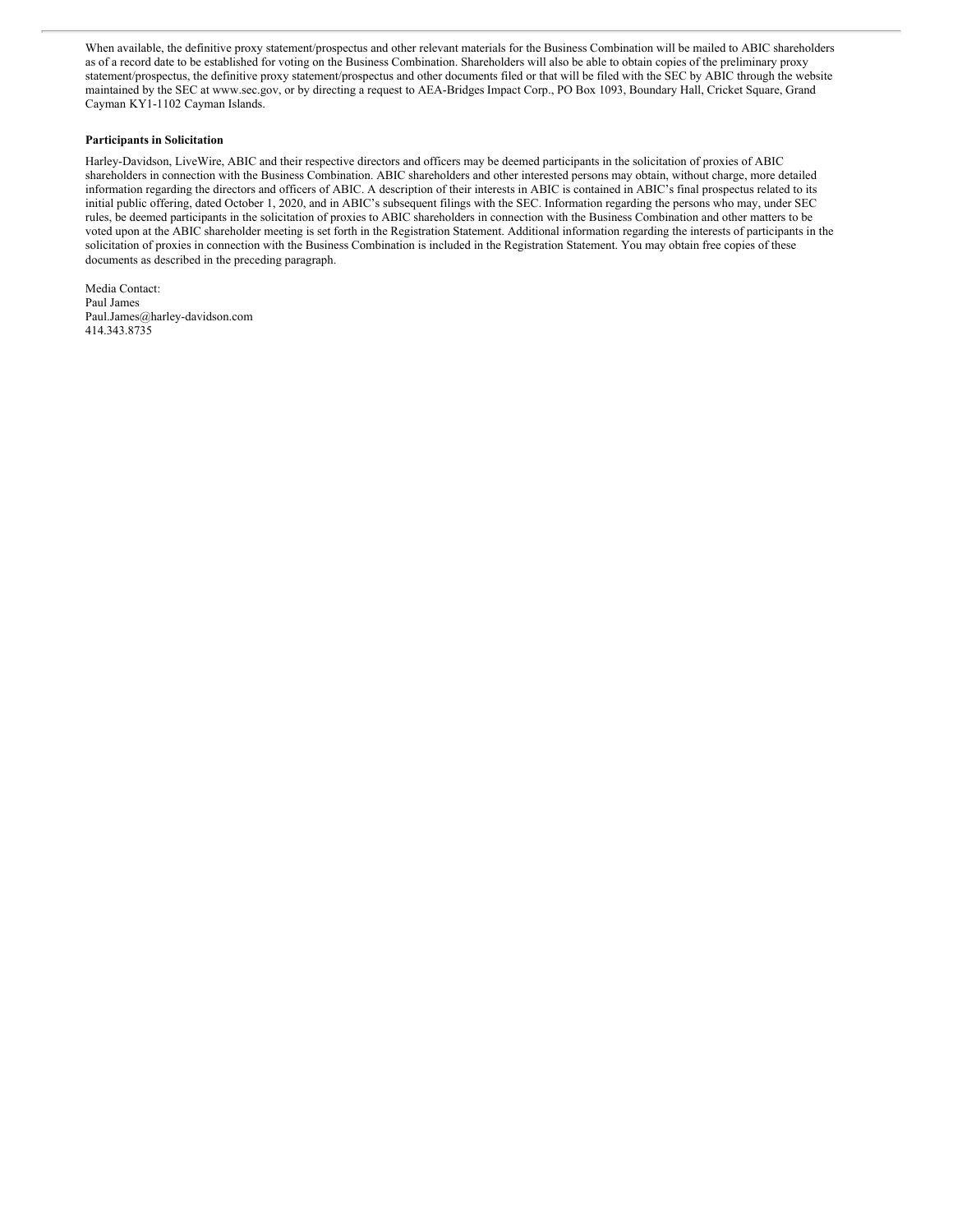When available, the definitive proxy statement/prospectus and other relevant materials for the Business Combination will be mailed to ABIC shareholders as of a record date to be established for voting on the Business Combination. Shareholders will also be able to obtain copies of the preliminary proxy statement/prospectus, the definitive proxy statement/prospectus and other documents filed or that will be filed with the SEC by ABIC through the website maintained by the SEC at www.sec.gov, or by directing a request to AEA-Bridges Impact Corp., PO Box 1093, Boundary Hall, Cricket Square, Grand Cayman KY1-1102 Cayman Islands.

**Participants in Solicitation**

Harley-Davidson, LiveWire, ABIC and their respective directors and officers may be deemed participants in the solicitation of proxies of ABIC shareholders in connection with the Business Combination. ABIC shareholders and other interested persons may obtain, without charge, more detailed information regarding the directors and officers of ABIC. A description of their interests in ABIC is contained in ABIC's final prospectus related to its initial public offering, dated October 1, 2020, and in ABIC's subsequent filings with the SEC. Information regarding the persons who may, under SEC rules, be deemed participants in the solicitation of proxies to ABIC shareholders in connection with the Business Combination and other matters to be voted upon at the ABIC shareholder meeting is set forth in the Registration Statement. Additional information regarding the interests of participants in the solicitation of proxies in connection with the Business Combination is included in the Registration Statement. You may obtain free copies of these documents as described in the preceding paragraph.

Media Contact:
Paul James
Paul.James@harley-davidson.com
414.343.8735